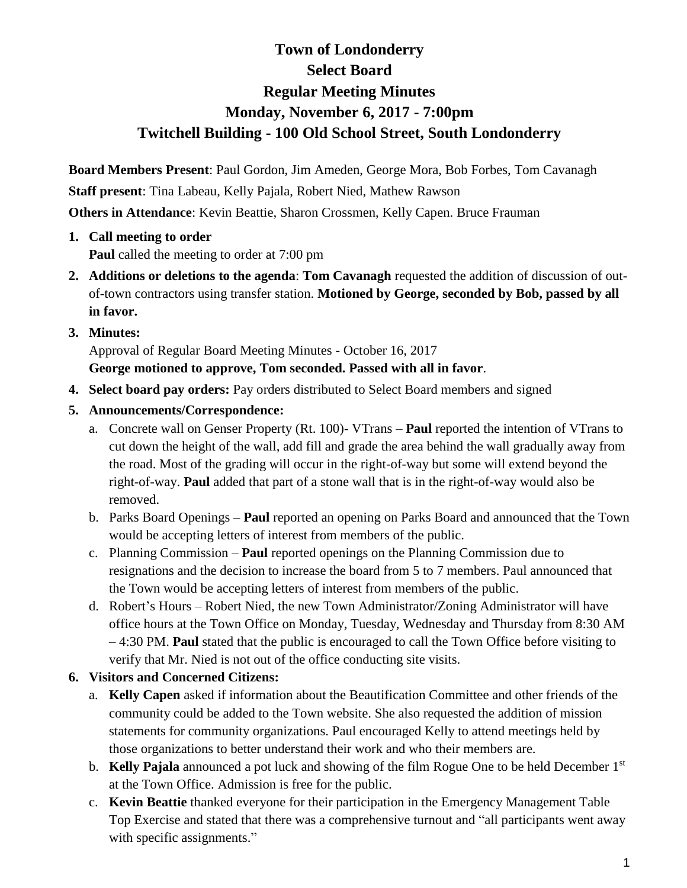# Town of Londonderry
# Select Board
# Regular Meeting Minutes
# Monday, November 6, 2017 - 7:00pm
# Twitchell Building - 100 Old School Street, South Londonderry

**Board Members Present**: Paul Gordon, Jim Ameden, George Mora, Bob Forbes, Tom Cavanagh

**Staff present**: Tina Labeau, Kelly Pajala, Robert Nied, Mathew Rawson

**Others in Attendance**: Kevin Beattie, Sharon Crossmen, Kelly Capen. Bruce Frauman

1. **Call meeting to order**
   **Paul** called the meeting to order at 7:00 pm
2. **Additions or deletions to the agenda**: **Tom Cavanagh** requested the addition of discussion of out-of-town contractors using transfer station. **Motioned by George, seconded by Bob, passed by all in favor.**
3. **Minutes:**
   Approval of Regular Board Meeting Minutes - October 16, 2017
   **George motioned to approve, Tom seconded. Passed with all in favor**.
4. **Select board pay orders:** Pay orders distributed to Select Board members and signed
5. **Announcements/Correspondence:**
   a. Concrete wall on Genser Property (Rt. 100)- VTrans – **Paul** reported the intention of VTrans to cut down the height of the wall, add fill and grade the area behind the wall gradually away from the road. Most of the grading will occur in the right-of-way but some will extend beyond the right-of-way. **Paul** added that part of a stone wall that is in the right-of-way would also be removed.
   b. Parks Board Openings – **Paul** reported an opening on Parks Board and announced that the Town would be accepting letters of interest from members of the public.
   c. Planning Commission – **Paul** reported openings on the Planning Commission due to resignations and the decision to increase the board from 5 to 7 members. Paul announced that the Town would be accepting letters of interest from members of the public.
   d. Robert's Hours – Robert Nied, the new Town Administrator/Zoning Administrator will have office hours at the Town Office on Monday, Tuesday, Wednesday and Thursday from 8:30 AM – 4:30 PM. **Paul** stated that the public is encouraged to call the Town Office before visiting to verify that Mr. Nied is not out of the office conducting site visits.
6. **Visitors and Concerned Citizens:**
   a. **Kelly Capen** asked if information about the Beautification Committee and other friends of the community could be added to the Town website. She also requested the addition of mission statements for community organizations. Paul encouraged Kelly to attend meetings held by those organizations to better understand their work and who their members are.
   b. **Kelly Pajala** announced a pot luck and showing of the film Rogue One to be held December 1st at the Town Office. Admission is free for the public.
   c. **Kevin Beattie** thanked everyone for their participation in the Emergency Management Table Top Exercise and stated that there was a comprehensive turnout and "all participants went away with specific assignments."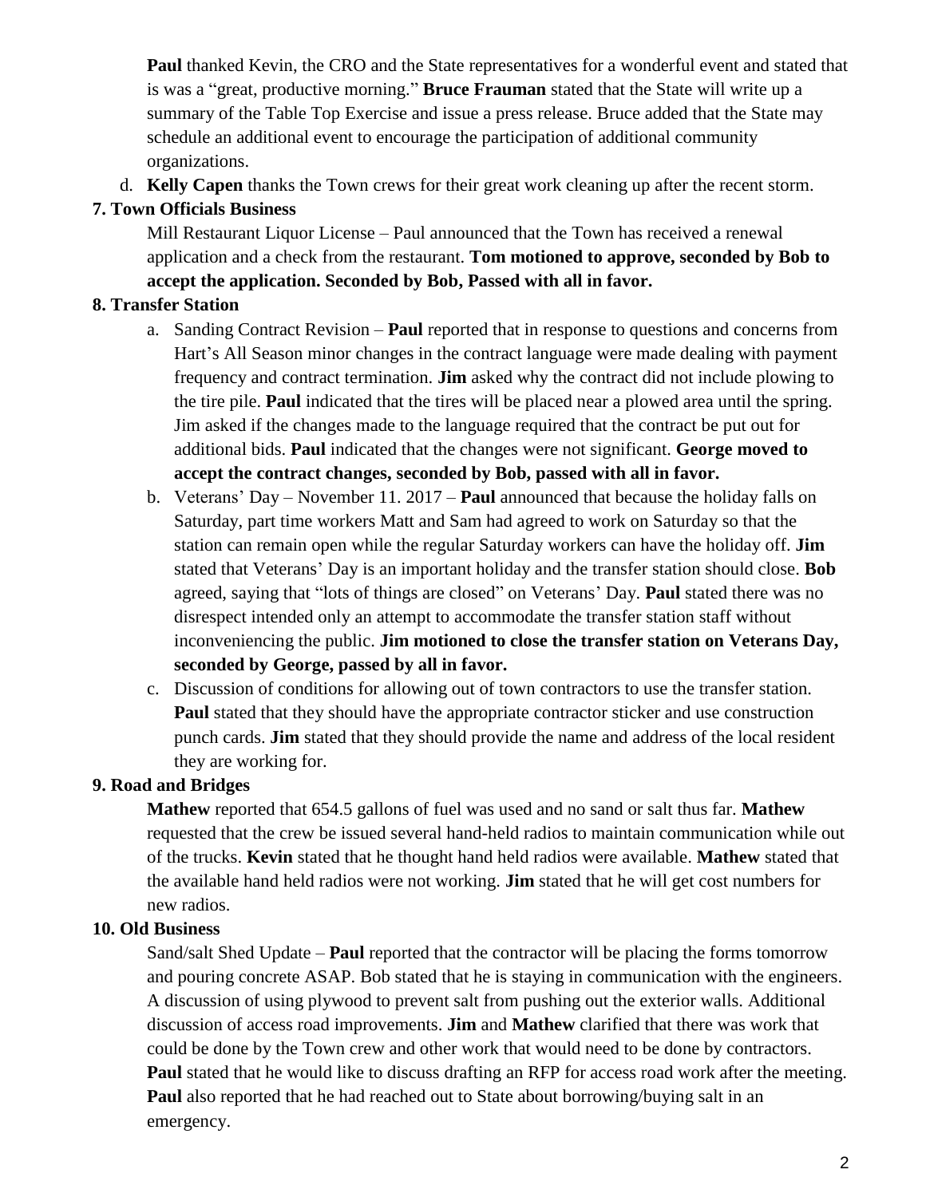**Paul** thanked Kevin, the CRO and the State representatives for a wonderful event and stated that is was a "great, productive morning." **Bruce Frauman** stated that the State will write up a summary of the Table Top Exercise and issue a press release. Bruce added that the State may schedule an additional event to encourage the participation of additional community organizations.

d. **Kelly Capen** thanks the Town crews for their great work cleaning up after the recent storm.

**7. Town Officials Business**

Mill Restaurant Liquor License – Paul announced that the Town has received a renewal application and a check from the restaurant. **Tom motioned to approve, seconded by Bob to accept the application. Seconded by Bob, Passed with all in favor.**

**8. Transfer Station**

a. Sanding Contract Revision – **Paul** reported that in response to questions and concerns from Hart's All Season minor changes in the contract language were made dealing with payment frequency and contract termination. **Jim** asked why the contract did not include plowing to the tire pile. **Paul** indicated that the tires will be placed near a plowed area until the spring. Jim asked if the changes made to the language required that the contract be put out for additional bids. **Paul** indicated that the changes were not significant. **George moved to accept the contract changes, seconded by Bob, passed with all in favor.**

b. Veterans' Day – November 11. 2017 – **Paul** announced that because the holiday falls on Saturday, part time workers Matt and Sam had agreed to work on Saturday so that the station can remain open while the regular Saturday workers can have the holiday off. **Jim** stated that Veterans' Day is an important holiday and the transfer station should close. **Bob** agreed, saying that "lots of things are closed" on Veterans' Day. **Paul** stated there was no disrespect intended only an attempt to accommodate the transfer station staff without inconveniencing the public. **Jim motioned to close the transfer station on Veterans Day, seconded by George, passed by all in favor.**

c. Discussion of conditions for allowing out of town contractors to use the transfer station. **Paul** stated that they should have the appropriate contractor sticker and use construction punch cards. **Jim** stated that they should provide the name and address of the local resident they are working for.

**9. Road and Bridges**

**Mathew** reported that 654.5 gallons of fuel was used and no sand or salt thus far. **Mathew** requested that the crew be issued several hand-held radios to maintain communication while out of the trucks. **Kevin** stated that he thought hand held radios were available. **Mathew** stated that the available hand held radios were not working. **Jim** stated that he will get cost numbers for new radios.

**10. Old Business**

Sand/salt Shed Update – **Paul** reported that the contractor will be placing the forms tomorrow and pouring concrete ASAP. Bob stated that he is staying in communication with the engineers. A discussion of using plywood to prevent salt from pushing out the exterior walls. Additional discussion of access road improvements. **Jim** and **Mathew** clarified that there was work that could be done by the Town crew and other work that would need to be done by contractors. **Paul** stated that he would like to discuss drafting an RFP for access road work after the meeting. **Paul** also reported that he had reached out to State about borrowing/buying salt in an emergency.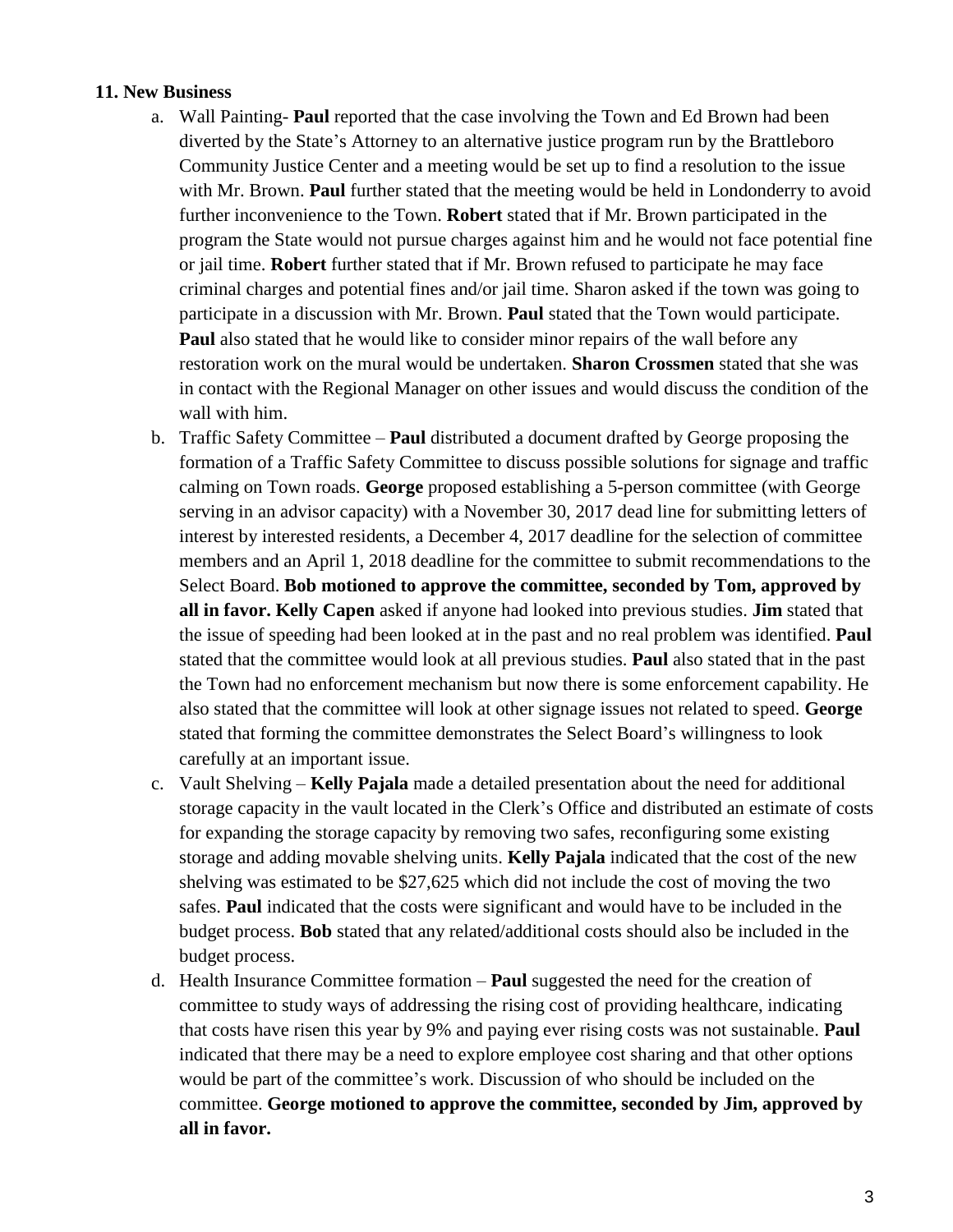**11. New Business**

a. Wall Painting- **Paul** reported that the case involving the Town and Ed Brown had been diverted by the State's Attorney to an alternative justice program run by the Brattleboro Community Justice Center and a meeting would be set up to find a resolution to the issue with Mr. Brown. **Paul** further stated that the meeting would be held in Londonderry to avoid further inconvenience to the Town. **Robert** stated that if Mr. Brown participated in the program the State would not pursue charges against him and he would not face potential fine or jail time. **Robert** further stated that if Mr. Brown refused to participate he may face criminal charges and potential fines and/or jail time. Sharon asked if the town was going to participate in a discussion with Mr. Brown. **Paul** stated that the Town would participate. **Paul** also stated that he would like to consider minor repairs of the wall before any restoration work on the mural would be undertaken. **Sharon Crossmen** stated that she was in contact with the Regional Manager on other issues and would discuss the condition of the wall with him.

b. Traffic Safety Committee – **Paul** distributed a document drafted by George proposing the formation of a Traffic Safety Committee to discuss possible solutions for signage and traffic calming on Town roads. **George** proposed establishing a 5-person committee (with George serving in an advisor capacity) with a November 30, 2017 dead line for submitting letters of interest by interested residents, a December 4, 2017 deadline for the selection of committee members and an April 1, 2018 deadline for the committee to submit recommendations to the Select Board. **Bob motioned to approve the committee, seconded by Tom, approved by all in favor. Kelly Capen** asked if anyone had looked into previous studies. **Jim** stated that the issue of speeding had been looked at in the past and no real problem was identified. **Paul** stated that the committee would look at all previous studies. **Paul** also stated that in the past the Town had no enforcement mechanism but now there is some enforcement capability. He also stated that the committee will look at other signage issues not related to speed. **George** stated that forming the committee demonstrates the Select Board's willingness to look carefully at an important issue.

c. Vault Shelving – **Kelly Pajala** made a detailed presentation about the need for additional storage capacity in the vault located in the Clerk's Office and distributed an estimate of costs for expanding the storage capacity by removing two safes, reconfiguring some existing storage and adding movable shelving units. **Kelly Pajala** indicated that the cost of the new shelving was estimated to be $27,625 which did not include the cost of moving the two safes. **Paul** indicated that the costs were significant and would have to be included in the budget process. **Bob** stated that any related/additional costs should also be included in the budget process.

d. Health Insurance Committee formation – **Paul** suggested the need for the creation of committee to study ways of addressing the rising cost of providing healthcare, indicating that costs have risen this year by 9% and paying ever rising costs was not sustainable. **Paul** indicated that there may be a need to explore employee cost sharing and that other options would be part of the committee's work. Discussion of who should be included on the committee. **George motioned to approve the committee, seconded by Jim, approved by all in favor.**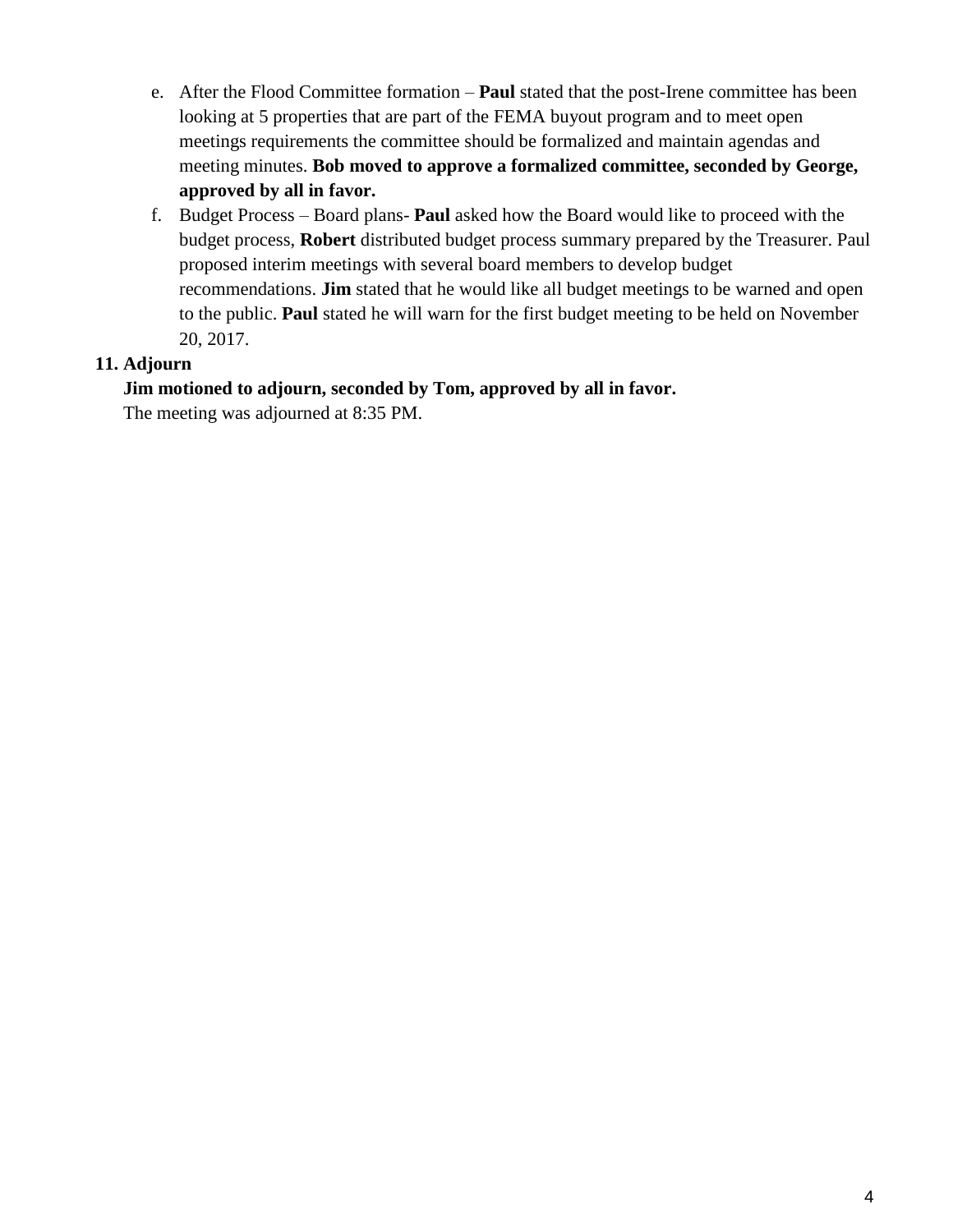e. After the Flood Committee formation – **Paul** stated that the post-Irene committee has been looking at 5 properties that are part of the FEMA buyout program and to meet open meetings requirements the committee should be formalized and maintain agendas and meeting minutes. **Bob moved to approve a formalized committee, seconded by George, approved by all in favor.**

f. Budget Process – Board plans- **Paul** asked how the Board would like to proceed with the budget process, **Robert** distributed budget process summary prepared by the Treasurer. Paul proposed interim meetings with several board members to develop budget recommendations. **Jim** stated that he would like all budget meetings to be warned and open to the public. **Paul** stated he will warn for the first budget meeting to be held on November 20, 2017.

**11. Adjourn**

**Jim motioned to adjourn, seconded by Tom, approved by all in favor.**

The meeting was adjourned at 8:35 PM.